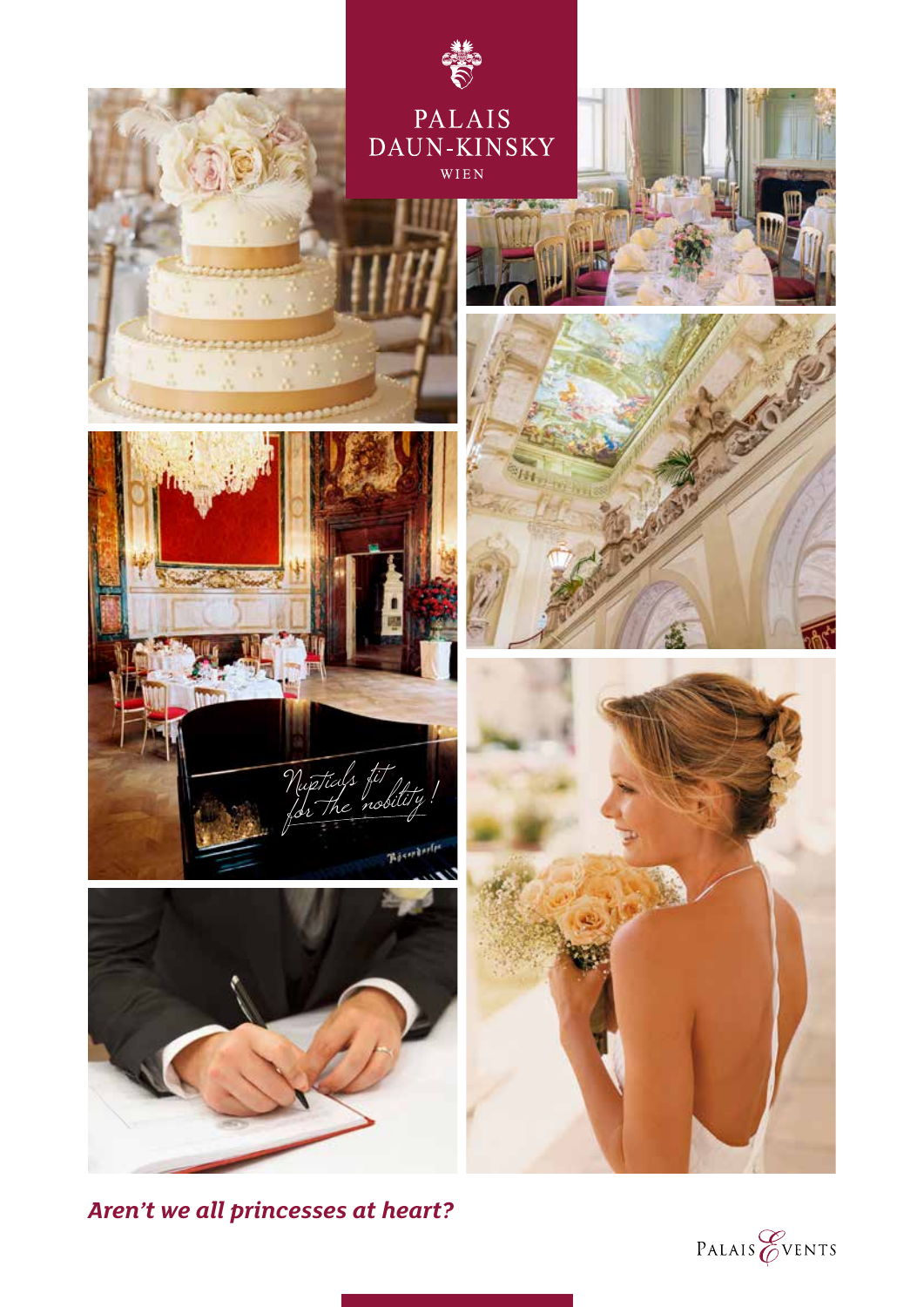# PALAIS DAUN-KINSKY

WIEN

*Nuptials fit for the nobility!*

***Aren't we all princesses at heart?***

PALAIS EVENTS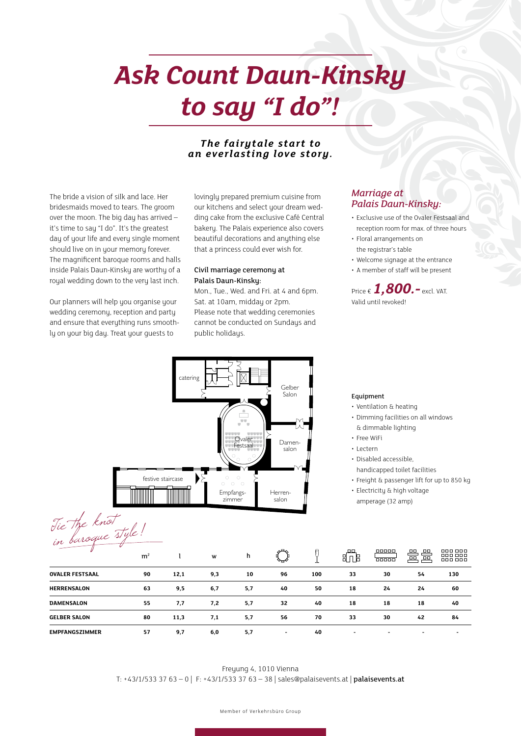# Ask Count Daun-Kinsky to say "I do"!

***The fairytale start to an everlasting love story.***

The bride a vision of silk and lace. Her bridesmaids moved to tears. The groom over the moon. The big day has arrived – it's time to say "I do". It's the greatest day of your life and every single moment should live on in your memory forever. The magnificent baroque rooms and halls inside Palais Daun-Kinsky are worthy of a royal wedding down to the very last inch.

Our planners will help you organise your wedding ceremony, reception and party and ensure that everything runs smoothly on your big day. Treat your guests to lovingly prepared premium cuisine from our kitchens and select your dream wedding cake from the exclusive Café Central bakery. The Palais experience also covers beautiful decorations and anything else that a princess could ever wish for.

**Civil marriage ceremony at Palais Daun-Kinsky:**
Mon., Tue., Wed. and Fri. at 4 and 6pm. Sat. at 10am, midday or 2pm. Please note that wedding ceremonies cannot be conducted on Sundays and public holidays.

## *Marriage at Palais Daun-Kinsky:*

- Exclusive use of the Ovaler Festsaal and reception room for max. of three hours
- Floral arrangements on the registrar's table
- Welcome signage at the entrance
- A member of staff will be present

Price € ***1,800.-*** excl. VAT.
Valid until revoked!

catering
Gelber Salon
Ovaler Festsaal
Damen-salon
festive staircase
Empfangs-zimmer
Herren-salon

**Equipment**

- Ventilation & heating
- Dimming facilities on all windows & dimmable lighting
- Free WiFi
- Lectern
- Disabled accessible, handicapped toilet facilities
- Freight & passenger lift for up to 850 kg
- Electricity & high voltage amperage (32 amp)

*Tie the knot in baroque style!*

| | m² | l | w | h | | | | | | |
|---|---|---|---|---|---|---|---|---|---|---|
| **OVALER FESTSAAL** | 90 | 12,1 | 9,3 | 10 | 96 | 100 | 33 | 30 | 54 | 130 |
| **HERRENSALON** | 63 | 9,5 | 6,7 | 5,7 | 40 | 50 | 18 | 24 | 24 | 60 |
| **DAMENSALON** | 55 | 7,7 | 7,2 | 5,7 | 32 | 40 | 18 | 18 | 18 | 40 |
| **GELBER SALON** | 80 | 11,3 | 7,1 | 5,7 | 56 | 70 | 33 | 30 | 42 | 84 |
| **EMPFANGSZIMMER** | 57 | 9,7 | 6,0 | 5,7 | - | 40 | - | - | - | - |

Freyung 4, 1010 Vienna
T: +43/1/533 37 63 – 0 | F: +43/1/533 37 63 – 38 | sales@palaisevents.at | **palaisevents.at**

Member of Verkehrsbüro Group